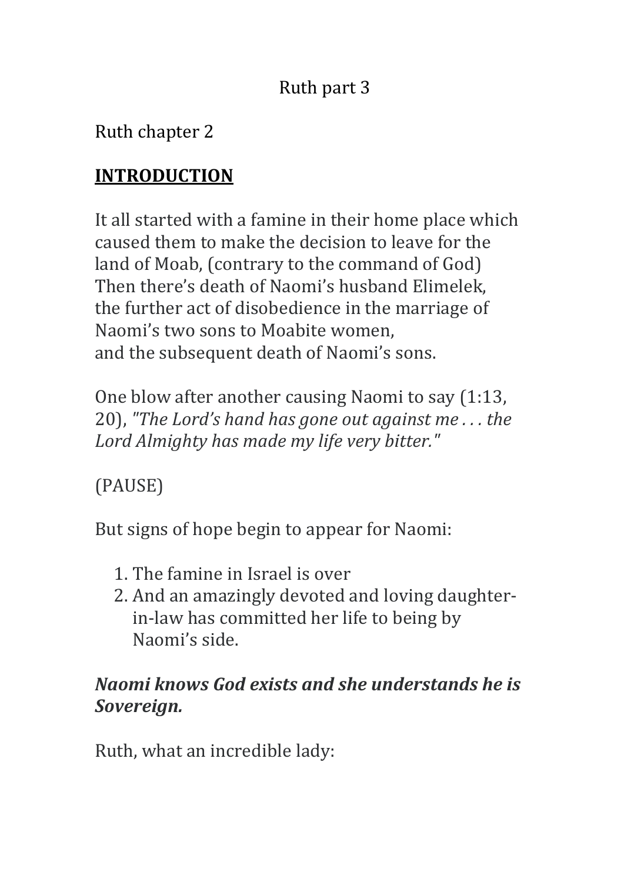Ruth part 3

Ruth chapter 2

## **INTRODUCTION**

It all started with a famine in their home place which caused them to make the decision to leave for the land of Moab, (contrary to the command of God) Then there's death of Naomi's husband Elimelek, the further act of disobedience in the marriage of Naomi's two sons to Moabite women, and the subsequent death of Naomi's sons.

One blow after another causing Naomi to say (1:13, 20), *"The Lord's hand has gone out against me . . . the Lord Almighty has made my life very bitter."*

(PAUSE)

But signs of hope begin to appear for Naomi:

1. The famine in Israel is over
2. And an amazingly devoted and loving daughter-in-law has committed her life to being by Naomi's side.

***Naomi knows God exists and she understands he is Sovereign.***

Ruth, what an incredible lady: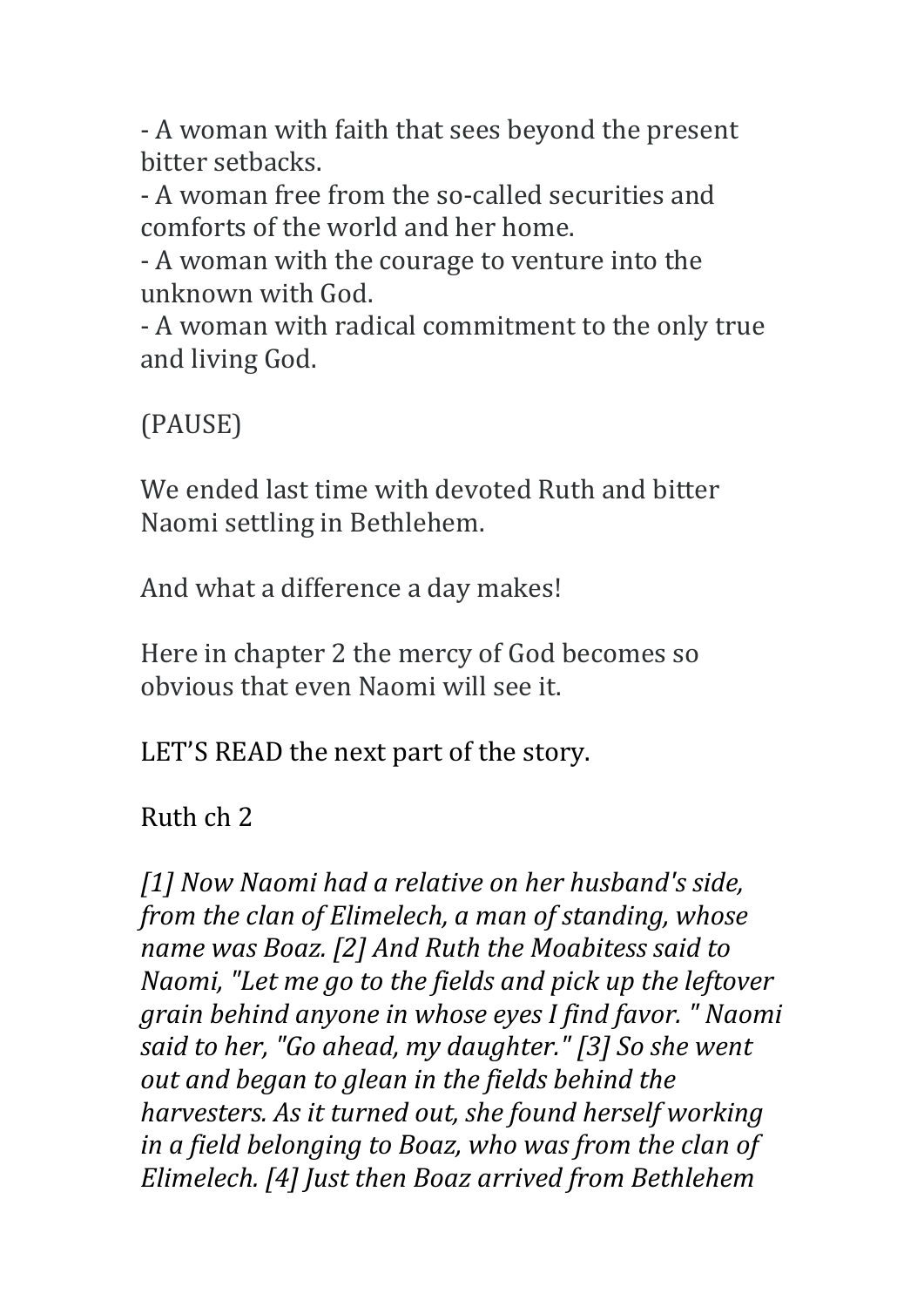- A woman with faith that sees beyond the present bitter setbacks.
- A woman free from the so-called securities and comforts of the world and her home.
- A woman with the courage to venture into the unknown with God.
- A woman with radical commitment to the only true and living God.

(PAUSE)

We ended last time with devoted Ruth and bitter Naomi settling in Bethlehem.

And what a difference a day makes!

Here in chapter 2 the mercy of God becomes so obvious that even Naomi will see it.

LET'S READ the next part of the story.

Ruth ch 2

*[1] Now Naomi had a relative on her husband's side, from the clan of Elimelech, a man of standing, whose name was Boaz. [2] And Ruth the Moabitess said to Naomi, "Let me go to the fields and pick up the leftover grain behind anyone in whose eyes I find favor. " Naomi said to her, "Go ahead, my daughter." [3] So she went out and began to glean in the fields behind the harvesters. As it turned out, she found herself working in a field belonging to Boaz, who was from the clan of Elimelech. [4] Just then Boaz arrived from Bethlehem*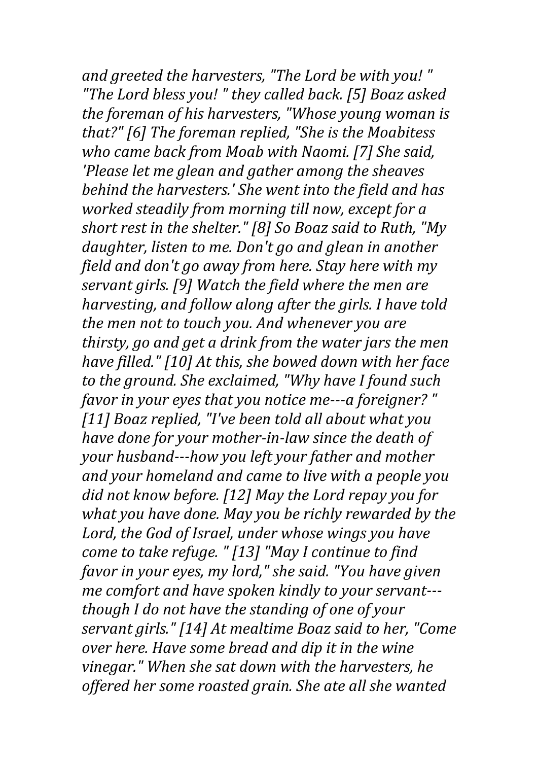*and greeted the harvesters, "The Lord be with you! " "The Lord bless you! " they called back. [5] Boaz asked the foreman of his harvesters, "Whose young woman is that?" [6] The foreman replied, "She is the Moabitess who came back from Moab with Naomi. [7] She said, 'Please let me glean and gather among the sheaves behind the harvesters.' She went into the field and has worked steadily from morning till now, except for a short rest in the shelter." [8] So Boaz said to Ruth, "My daughter, listen to me. Don't go and glean in another field and don't go away from here. Stay here with my servant girls. [9] Watch the field where the men are harvesting, and follow along after the girls. I have told the men not to touch you. And whenever you are thirsty, go and get a drink from the water jars the men have filled." [10] At this, she bowed down with her face to the ground. She exclaimed, "Why have I found such favor in your eyes that you notice me---a foreigner? " [11] Boaz replied, "I've been told all about what you have done for your mother-in-law since the death of your husband---how you left your father and mother and your homeland and came to live with a people you did not know before. [12] May the Lord repay you for what you have done. May you be richly rewarded by the Lord, the God of Israel, under whose wings you have come to take refuge. " [13] "May I continue to find favor in your eyes, my lord," she said. "You have given me comfort and have spoken kindly to your servant---though I do not have the standing of one of your servant girls." [14] At mealtime Boaz said to her, "Come over here. Have some bread and dip it in the wine vinegar." When she sat down with the harvesters, he offered her some roasted grain. She ate all she wanted*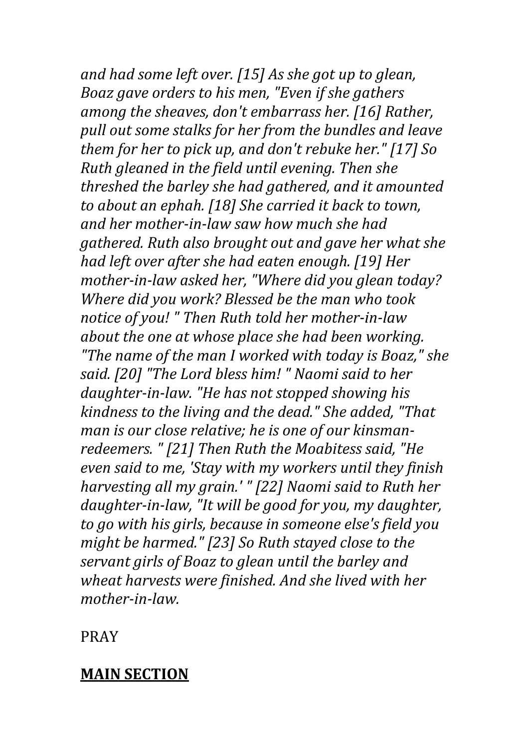*and had some left over. [15] As she got up to glean, Boaz gave orders to his men, "Even if she gathers among the sheaves, don't embarrass her. [16] Rather, pull out some stalks for her from the bundles and leave them for her to pick up, and don't rebuke her." [17] So Ruth gleaned in the field until evening. Then she threshed the barley she had gathered, and it amounted to about an ephah. [18] She carried it back to town, and her mother-in-law saw how much she had gathered. Ruth also brought out and gave her what she had left over after she had eaten enough. [19] Her mother-in-law asked her, "Where did you glean today? Where did you work? Blessed be the man who took notice of you! " Then Ruth told her mother-in-law about the one at whose place she had been working. "The name of the man I worked with today is Boaz," she said. [20] "The Lord bless him! " Naomi said to her daughter-in-law. "He has not stopped showing his kindness to the living and the dead." She added, "That man is our close relative; he is one of our kinsman-redeemers. " [21] Then Ruth the Moabitess said, "He even said to me, 'Stay with my workers until they finish harvesting all my grain.' " [22] Naomi said to Ruth her daughter-in-law, "It will be good for you, my daughter, to go with his girls, because in someone else's field you might be harmed." [23] So Ruth stayed close to the servant girls of Boaz to glean until the barley and wheat harvests were finished. And she lived with her mother-in-law.*

PRAY

**MAIN SECTION**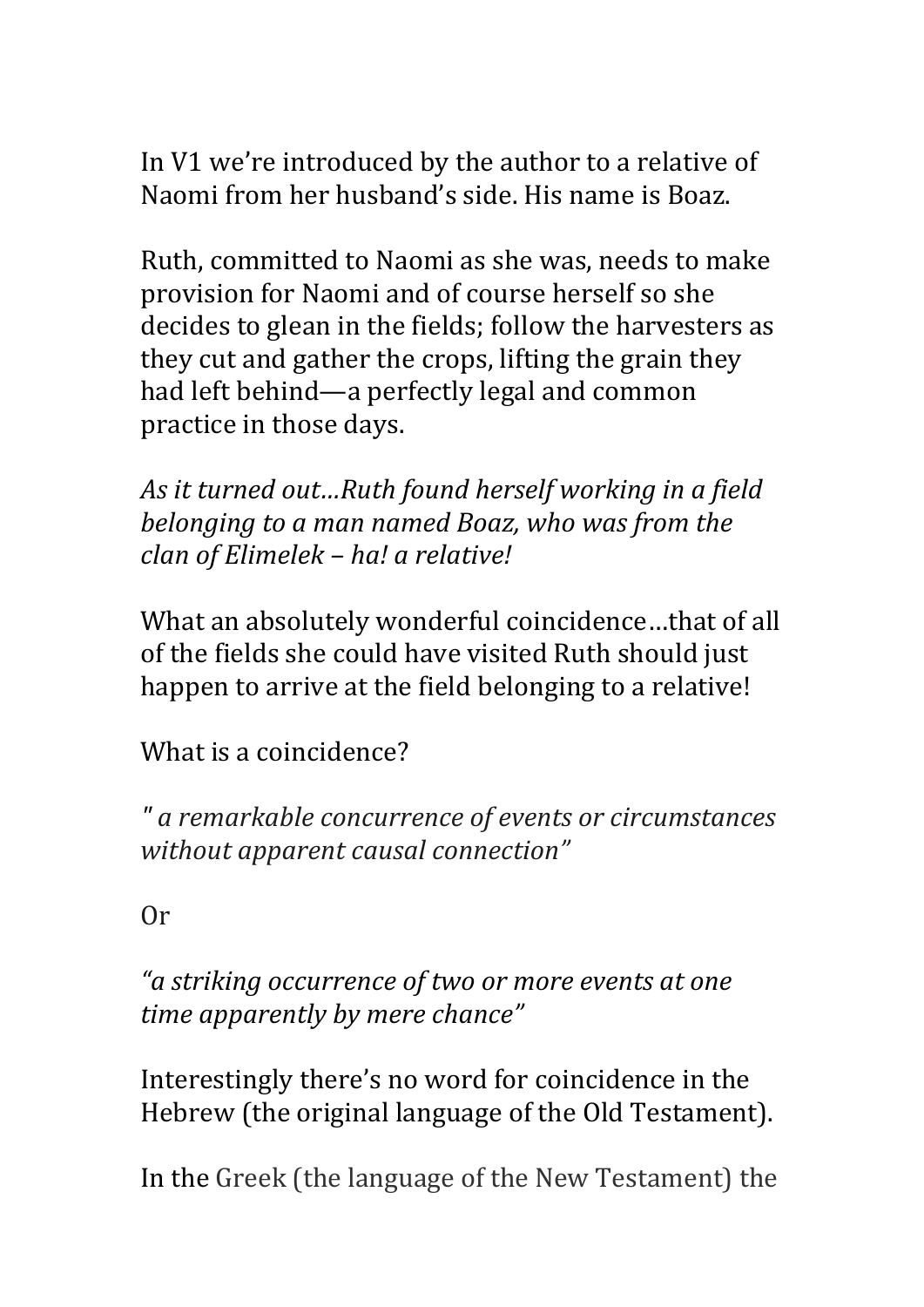In V1 we're introduced by the author to a relative of Naomi from her husband's side. His name is Boaz.

Ruth, committed to Naomi as she was, needs to make provision for Naomi and of course herself so she decides to glean in the fields; follow the harvesters as they cut and gather the crops, lifting the grain they had left behind—a perfectly legal and common practice in those days.

*As it turned out…Ruth found herself working in a field belonging to a man named Boaz, who was from the clan of Elimelek – ha! a relative!*

What an absolutely wonderful coincidence…that of all of the fields she could have visited Ruth should just happen to arrive at the field belonging to a relative!

What is a coincidence?

*" a remarkable concurrence of events or circumstances without apparent causal connection"*

Or

*"a striking occurrence of two or more events at one time apparently by mere chance"*

Interestingly there's no word for coincidence in the Hebrew (the original language of the Old Testament).

In the Greek (the language of the New Testament) the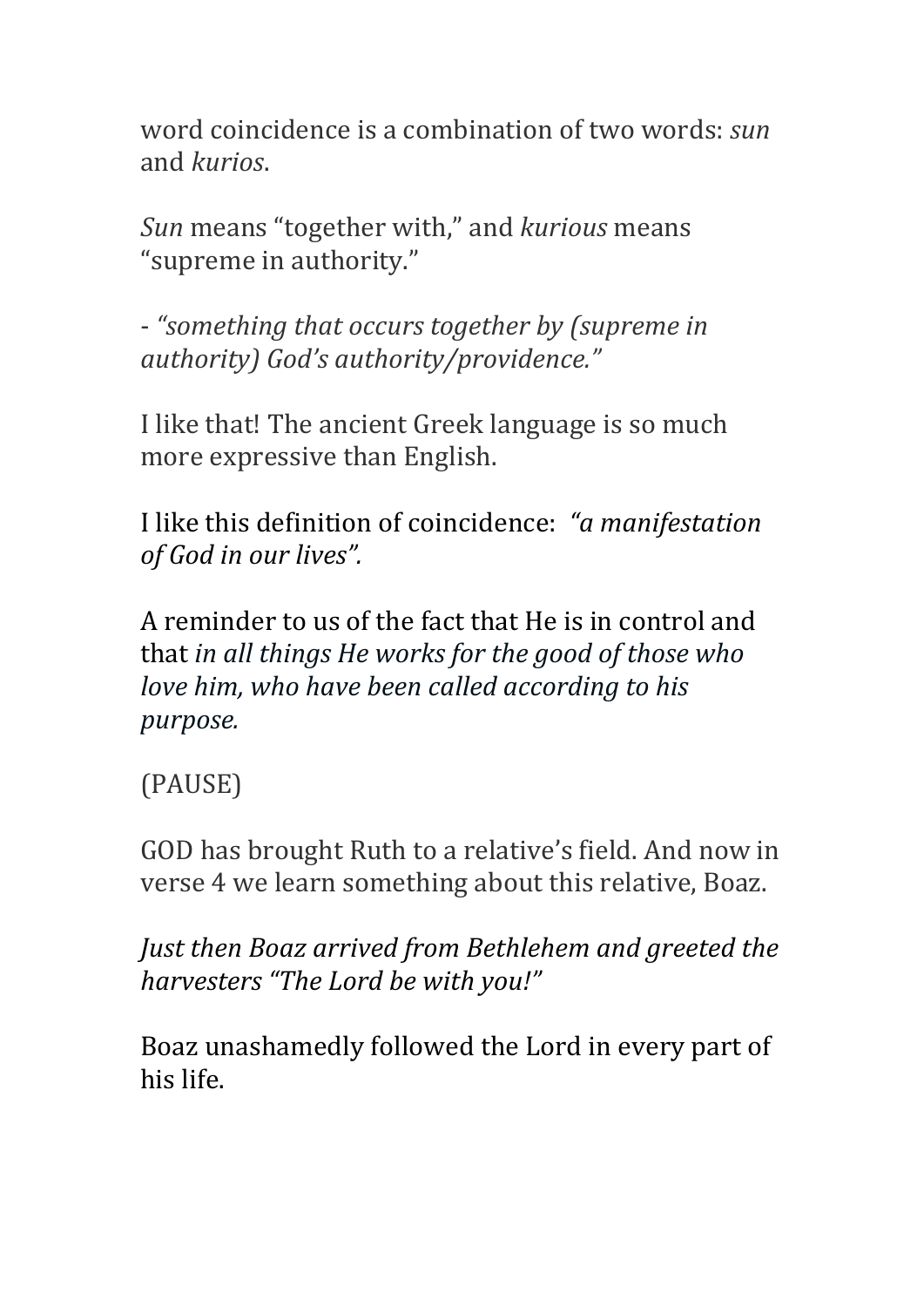word coincidence is a combination of two words: *sun* and *kurios*.

*Sun* means "together with," and *kurious* means "supreme in authority."

- *"something that occurs together by (supreme in authority) God's authority/providence."*

I like that! The ancient Greek language is so much more expressive than English.

I like this definition of coincidence: *"a manifestation of God in our lives".*

A reminder to us of the fact that He is in control and that *in all things He works for the good of those who love him, who have been called according to his purpose.*

(PAUSE)

GOD has brought Ruth to a relative's field. And now in verse 4 we learn something about this relative, Boaz.

*Just then Boaz arrived from Bethlehem and greeted the harvesters "The Lord be with you!"*

Boaz unashamedly followed the Lord in every part of his life.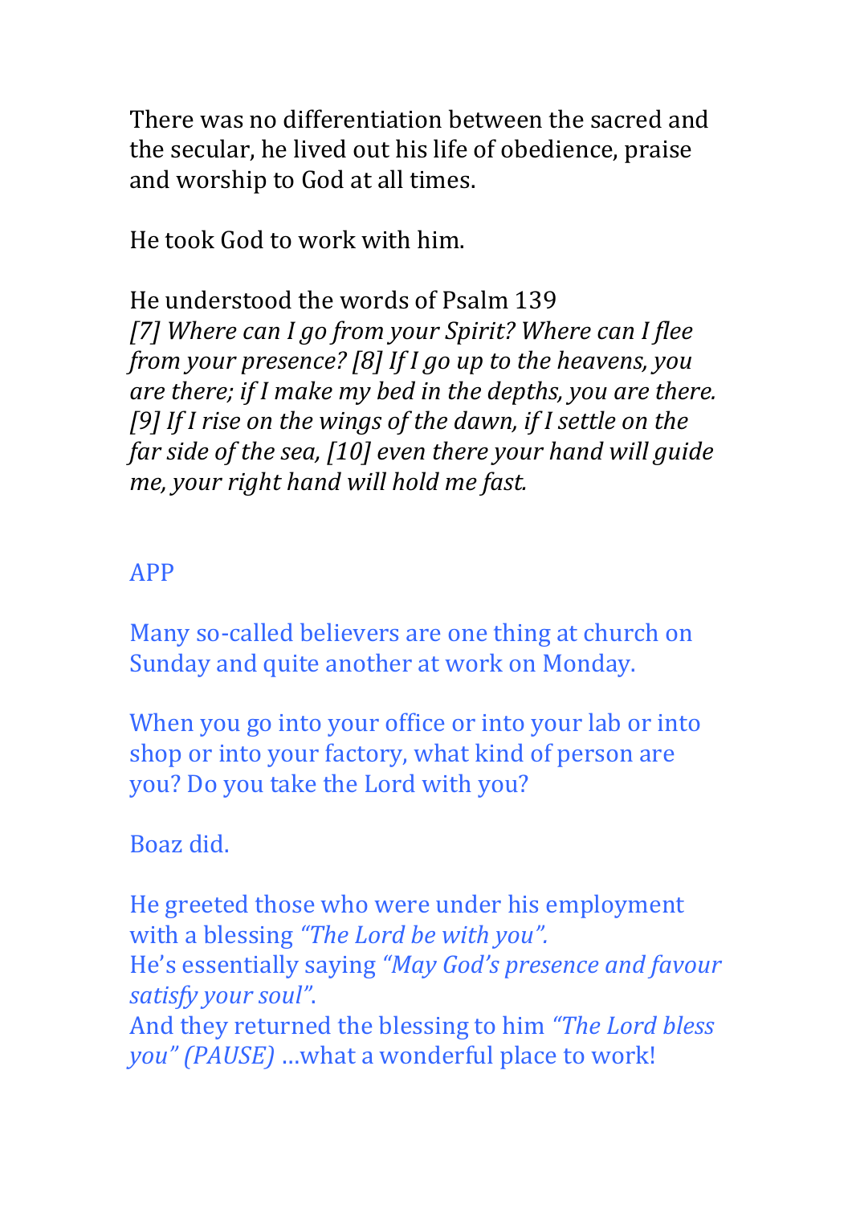There was no differentiation between the sacred and the secular, he lived out his life of obedience, praise and worship to God at all times.

He took God to work with him.

He understood the words of Psalm 139
*[7] Where can I go from your Spirit? Where can I flee from your presence? [8] If I go up to the heavens, you are there; if I make my bed in the depths, you are there. [9] If I rise on the wings of the dawn, if I settle on the far side of the sea, [10] even there your hand will guide me, your right hand will hold me fast.*

APP

Many so-called believers are one thing at church on Sunday and quite another at work on Monday.

When you go into your office or into your lab or into shop or into your factory, what kind of person are you? Do you take the Lord with you?

Boaz did.

He greeted those who were under his employment with a blessing *"The Lord be with you".*
He's essentially saying *"May God's presence and favour satisfy your soul"*.
And they returned the blessing to him *"The Lord bless you" (PAUSE)* …what a wonderful place to work!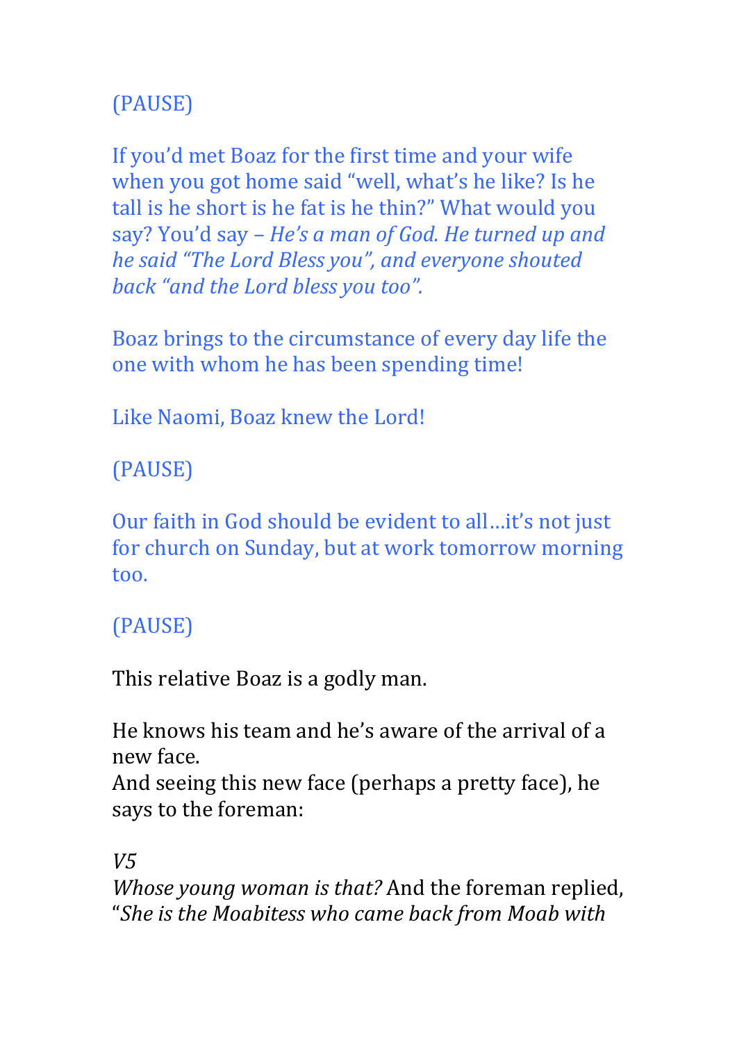(PAUSE)

If you'd met Boaz for the first time and your wife when you got home said "well, what's he like? Is he tall is he short is he fat is he thin?" What would you say? You'd say – *He's a man of God. He turned up and he said "The Lord Bless you", and everyone shouted back "and the Lord bless you too".*

Boaz brings to the circumstance of every day life the one with whom he has been spending time!

Like Naomi, Boaz knew the Lord!

(PAUSE)

Our faith in God should be evident to all…it's not just for church on Sunday, but at work tomorrow morning too.

(PAUSE)

This relative Boaz is a godly man.

He knows his team and he's aware of the arrival of a new face.
And seeing this new face (perhaps a pretty face), he says to the foreman:

*V5*
*Whose young woman is that?* And the foreman replied, "*She is the Moabitess who came back from Moab with*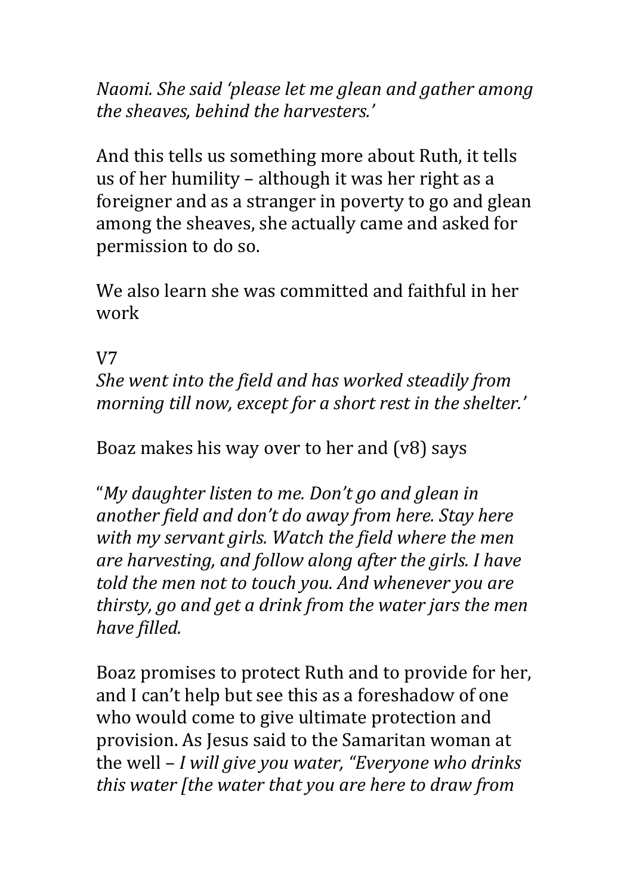*Naomi. She said 'please let me glean and gather among the sheaves, behind the harvesters.'*

And this tells us something more about Ruth, it tells us of her humility – although it was her right as a foreigner and as a stranger in poverty to go and glean among the sheaves, she actually came and asked for permission to do so.

We also learn she was committed and faithful in her work

V7
*She went into the field and has worked steadily from morning till now, except for a short rest in the shelter.'*

Boaz makes his way over to her and (v8) says

"*My daughter listen to me. Don't go and glean in another field and don't do away from here. Stay here with my servant girls. Watch the field where the men are harvesting, and follow along after the girls. I have told the men not to touch you. And whenever you are thirsty, go and get a drink from the water jars the men have filled.*

Boaz promises to protect Ruth and to provide for her, and I can't help but see this as a foreshadow of one who would come to give ultimate protection and provision. As Jesus said to the Samaritan woman at the well – *I will give you water, "Everyone who drinks this water [the water that you are here to draw from*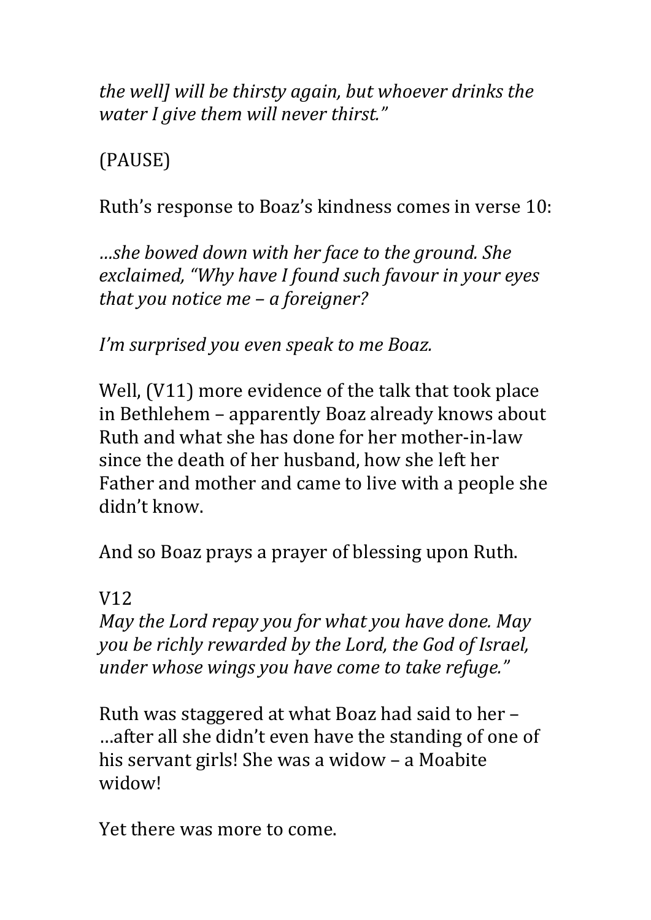*the well] will be thirsty again, but whoever drinks the water I give them will never thirst."*

(PAUSE)

Ruth's response to Boaz's kindness comes in verse 10:

*…she bowed down with her face to the ground. She exclaimed, "Why have I found such favour in your eyes that you notice me – a foreigner?*

*I'm surprised you even speak to me Boaz.*

Well, (V11) more evidence of the talk that took place in Bethlehem – apparently Boaz already knows about Ruth and what she has done for her mother-in-law since the death of her husband, how she left her Father and mother and came to live with a people she didn't know.

And so Boaz prays a prayer of blessing upon Ruth.

V12
*May the Lord repay you for what you have done. May you be richly rewarded by the Lord, the God of Israel, under whose wings you have come to take refuge."*

Ruth was staggered at what Boaz had said to her – …after all she didn't even have the standing of one of his servant girls! She was a widow – a Moabite widow!

Yet there was more to come.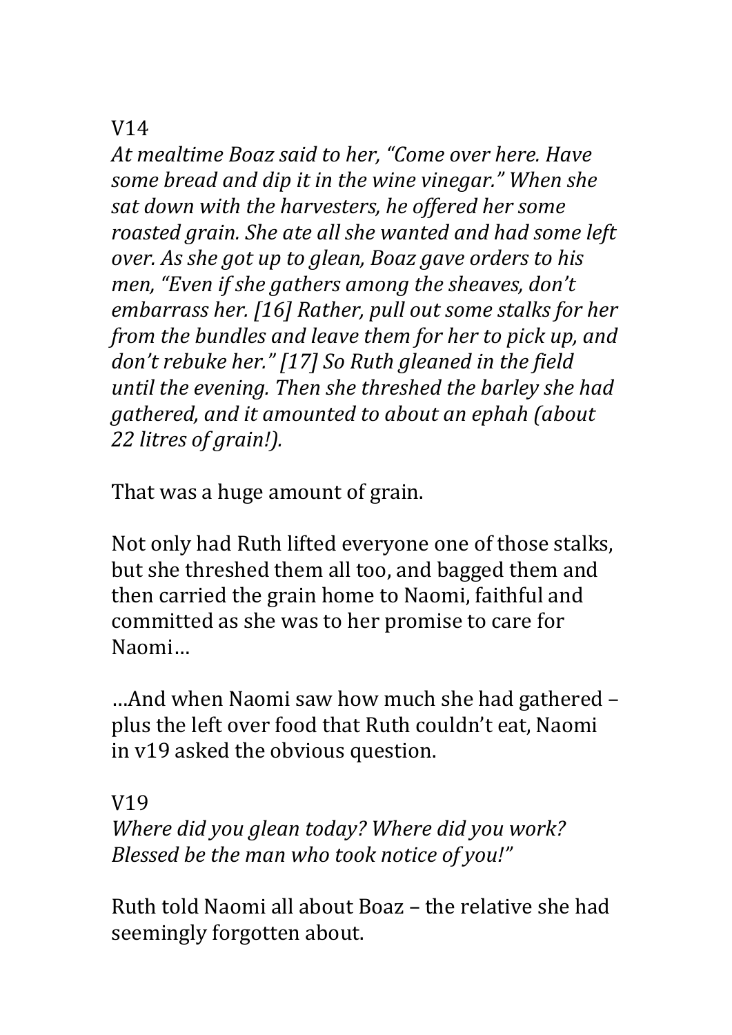V14

*At mealtime Boaz said to her, "Come over here. Have some bread and dip it in the wine vinegar." When she sat down with the harvesters, he offered her some roasted grain. She ate all she wanted and had some left over. As she got up to glean, Boaz gave orders to his men, "Even if she gathers among the sheaves, don't embarrass her. [16] Rather, pull out some stalks for her from the bundles and leave them for her to pick up, and don't rebuke her." [17] So Ruth gleaned in the field until the evening. Then she threshed the barley she had gathered, and it amounted to about an ephah (about 22 litres of grain!).*

That was a huge amount of grain.

Not only had Ruth lifted everyone one of those stalks, but she threshed them all too, and bagged them and then carried the grain home to Naomi, faithful and committed as she was to her promise to care for Naomi…

…And when Naomi saw how much she had gathered – plus the left over food that Ruth couldn't eat, Naomi in v19 asked the obvious question.

V19

*Where did you glean today? Where did you work? Blessed be the man who took notice of you!"*

Ruth told Naomi all about Boaz – the relative she had seemingly forgotten about.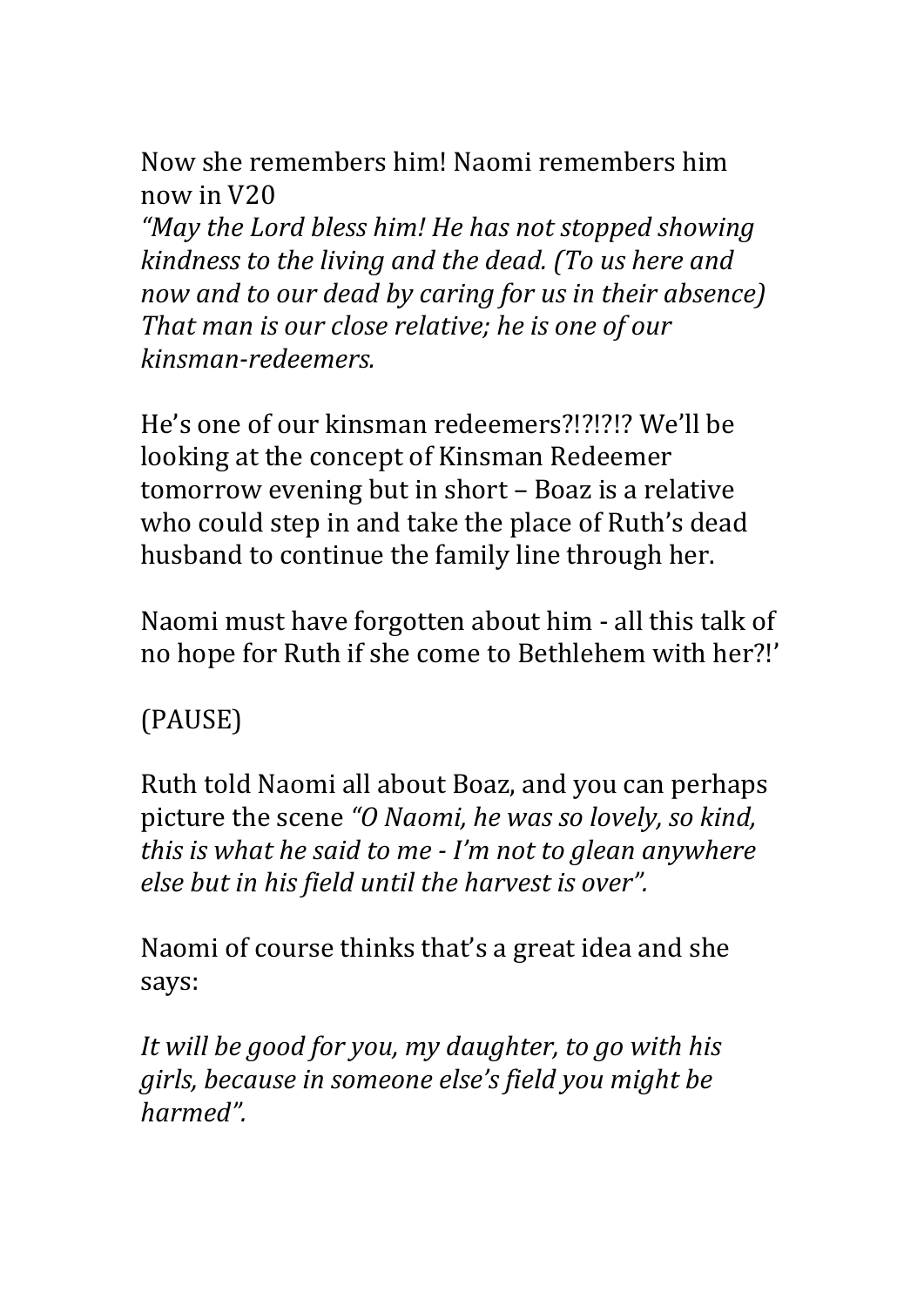Now she remembers him! Naomi remembers him now in V20
*"May the Lord bless him! He has not stopped showing kindness to the living and the dead. (To us here and now and to our dead by caring for us in their absence) That man is our close relative; he is one of our kinsman-redeemers.*

He's one of our kinsman redeemers?!?!?!? We'll be looking at the concept of Kinsman Redeemer tomorrow evening but in short – Boaz is a relative who could step in and take the place of Ruth's dead husband to continue the family line through her.

Naomi must have forgotten about him - all this talk of no hope for Ruth if she come to Bethlehem with her?!'

(PAUSE)

Ruth told Naomi all about Boaz, and you can perhaps picture the scene *"O Naomi, he was so lovely, so kind, this is what he said to me - I'm not to glean anywhere else but in his field until the harvest is over".*

Naomi of course thinks that's a great idea and she says:

*It will be good for you, my daughter, to go with his girls, because in someone else's field you might be harmed".*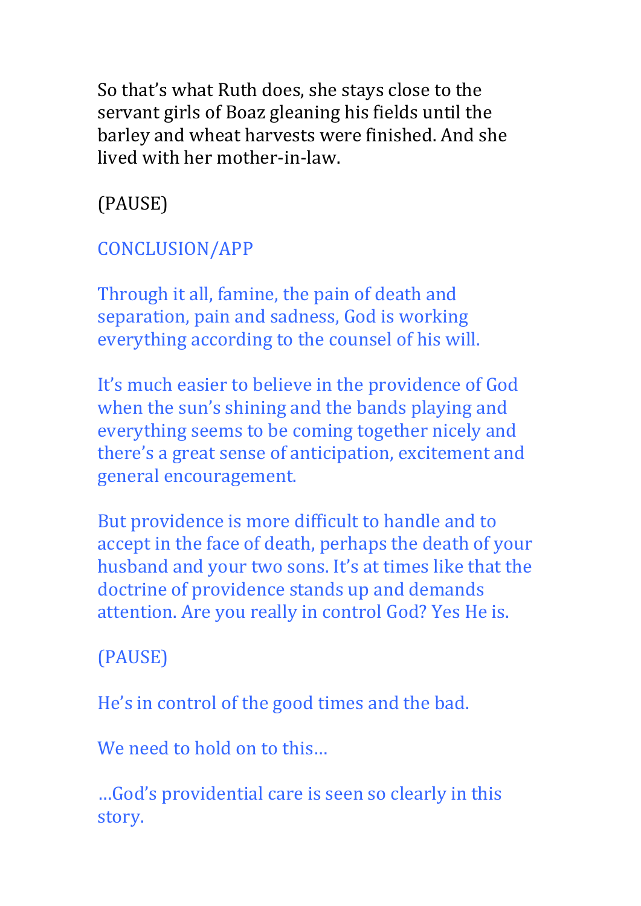So that's what Ruth does, she stays close to the servant girls of Boaz gleaning his fields until the barley and wheat harvests were finished. And she lived with her mother-in-law.

(PAUSE)

## CONCLUSION/APP

Through it all, famine, the pain of death and separation, pain and sadness, God is working everything according to the counsel of his will.

It's much easier to believe in the providence of God when the sun's shining and the bands playing and everything seems to be coming together nicely and there's a great sense of anticipation, excitement and general encouragement.

But providence is more difficult to handle and to accept in the face of death, perhaps the death of your husband and your two sons. It's at times like that the doctrine of providence stands up and demands attention. Are you really in control God? Yes He is.

(PAUSE)

He's in control of the good times and the bad.

We need to hold on to this…

…God's providential care is seen so clearly in this story.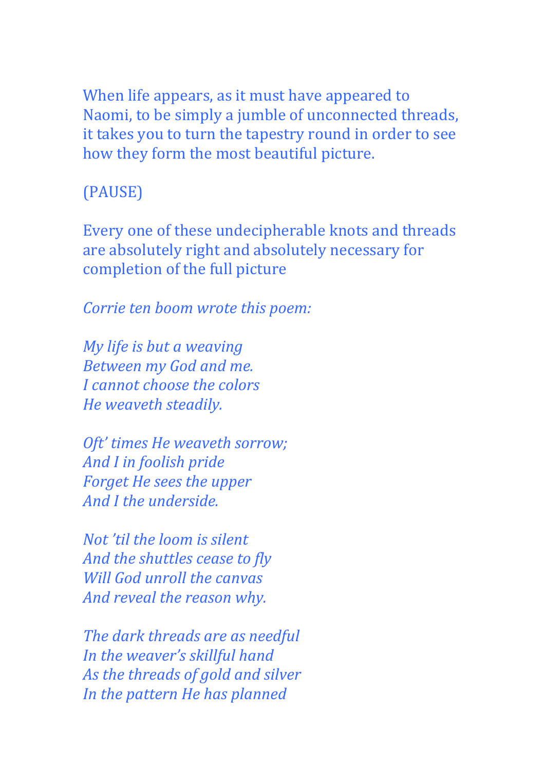When life appears, as it must have appeared to Naomi, to be simply a jumble of unconnected threads, it takes you to turn the tapestry round in order to see how they form the most beautiful picture.

(PAUSE)

Every one of these undecipherable knots and threads are absolutely right and absolutely necessary for completion of the full picture

*Corrie ten boom wrote this poem:*

*My life is but a weaving*  
*Between my God and me.*  
*I cannot choose the colors*  
*He weaveth steadily.*

*Oft' times He weaveth sorrow;*  
*And I in foolish pride*  
*Forget He sees the upper*  
*And I the underside.*

*Not 'til the loom is silent*  
*And the shuttles cease to fly*  
*Will God unroll the canvas*  
*And reveal the reason why.*

*The dark threads are as needful*  
*In the weaver's skillful hand*  
*As the threads of gold and silver*  
*In the pattern He has planned*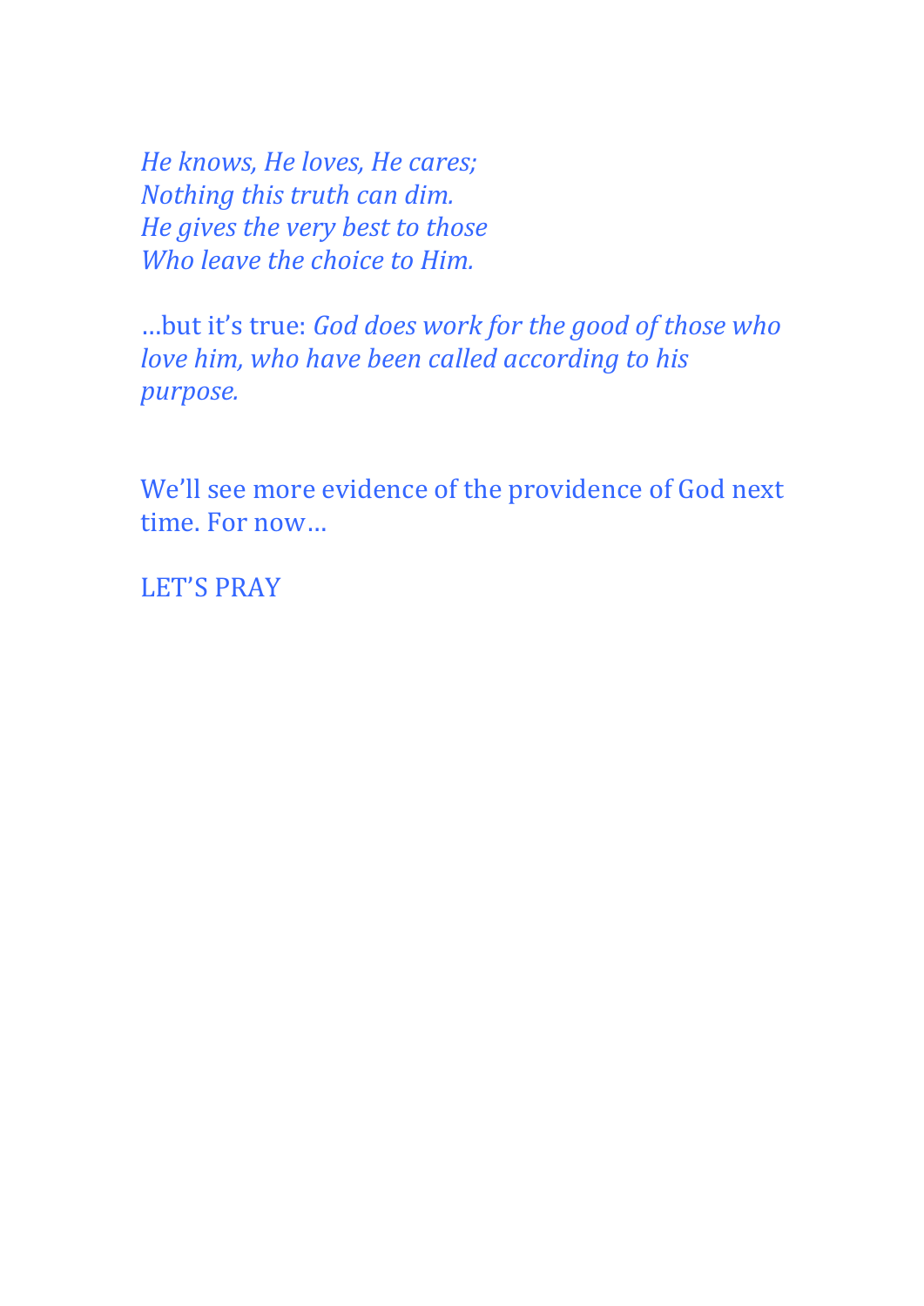*He knows, He loves, He cares;*
*Nothing this truth can dim.*
*He gives the very best to those*
*Who leave the choice to Him.*

…but it's true: *God does work for the good of those who love him, who have been called according to his purpose.*

We'll see more evidence of the providence of God next time. For now…

LET'S PRAY